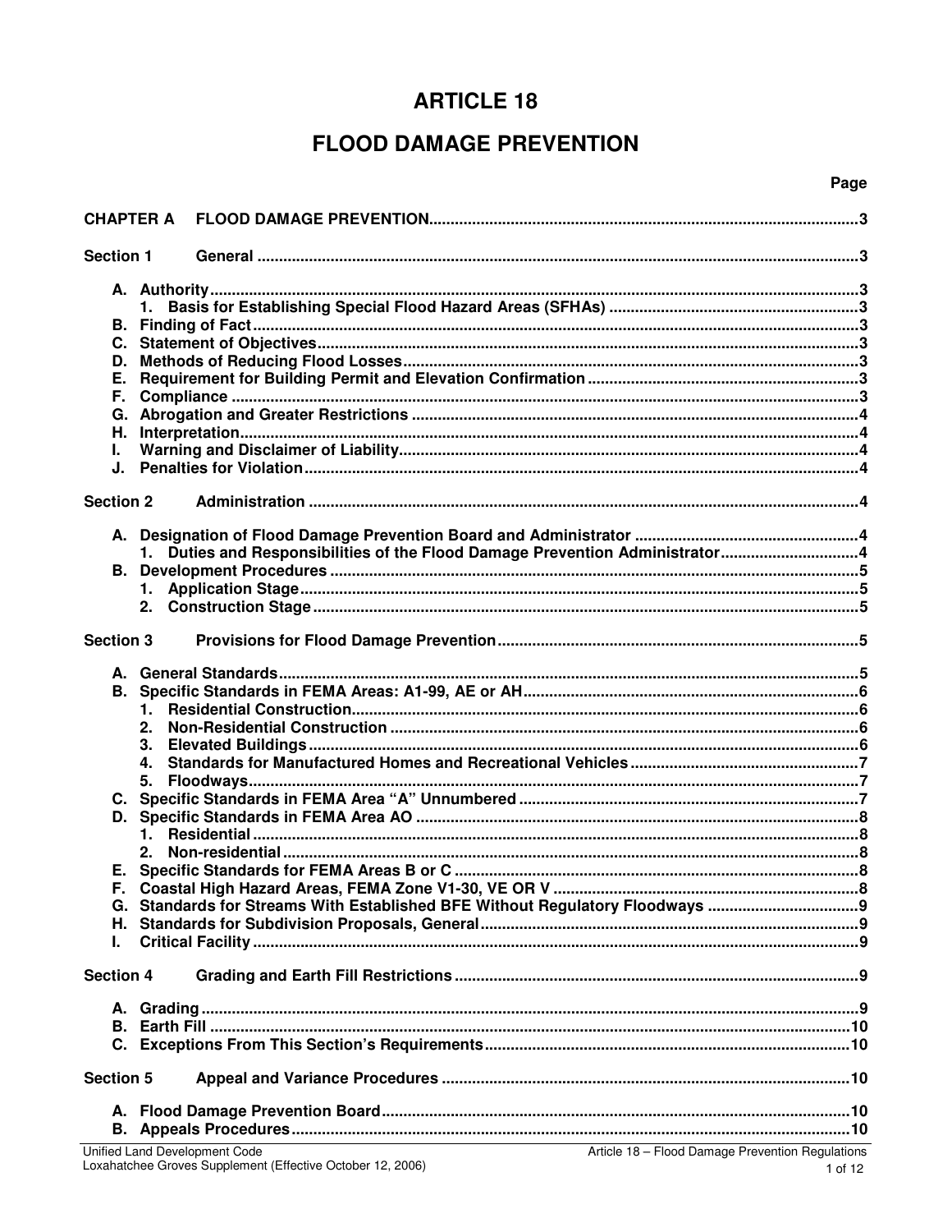# ARTICLE 18

# FLOOD DAMAGE PREVENTION

| | Page |
|---|---|
| **CHAPTER A FLOOD DAMAGE PREVENTION** | **3** |
| **Section 1 General** | **3** |
| **A. Authority** | **3** |
| **1. Basis for Establishing Special Flood Hazard Areas (SFHAs)** | **3** |
| **B. Finding of Fact** | **3** |
| **C. Statement of Objectives** | **3** |
| **D. Methods of Reducing Flood Losses** | **3** |
| **E. Requirement for Building Permit and Elevation Confirmation** | **3** |
| **F. Compliance** | **3** |
| **G. Abrogation and Greater Restrictions** | **4** |
| **H. Interpretation** | **4** |
| **I. Warning and Disclaimer of Liability** | **4** |
| **J. Penalties for Violation** | **4** |
| **Section 2 Administration** | **4** |
| **A. Designation of Flood Damage Prevention Board and Administrator** | **4** |
| **1. Duties and Responsibilities of the Flood Damage Prevention Administrator** | **4** |
| **B. Development Procedures** | **5** |
| **1. Application Stage** | **5** |
| **2. Construction Stage** | **5** |
| **Section 3 Provisions for Flood Damage Prevention** | **5** |
| **A. General Standards** | **5** |
| **B. Specific Standards in FEMA Areas: A1-99, AE or AH** | **6** |
| **1. Residential Construction** | **6** |
| **2. Non-Residential Construction** | **6** |
| **3. Elevated Buildings** | **6** |
| **4. Standards for Manufactured Homes and Recreational Vehicles** | **7** |
| **5. Floodways** | **7** |
| **C. Specific Standards in FEMA Area "A" Unnumbered** | **7** |
| **D. Specific Standards in FEMA Area AO** | **8** |
| **1. Residential** | **8** |
| **2. Non-residential** | **8** |
| **E. Specific Standards for FEMA Areas B or C** | **8** |
| **F. Coastal High Hazard Areas, FEMA Zone V1-30, VE OR V** | **8** |
| **G. Standards for Streams With Established BFE Without Regulatory Floodways** | **9** |
| **H. Standards for Subdivision Proposals, General** | **9** |
| **I. Critical Facility** | **9** |
| **Section 4 Grading and Earth Fill Restrictions** | **9** |
| **A. Grading** | **9** |
| **B. Earth Fill** | **10** |
| **C. Exceptions From This Section's Requirements** | **10** |
| **Section 5 Appeal and Variance Procedures** | **10** |
| **A. Flood Damage Prevention Board** | **10** |
| **B. Appeals Procedures** | **10** |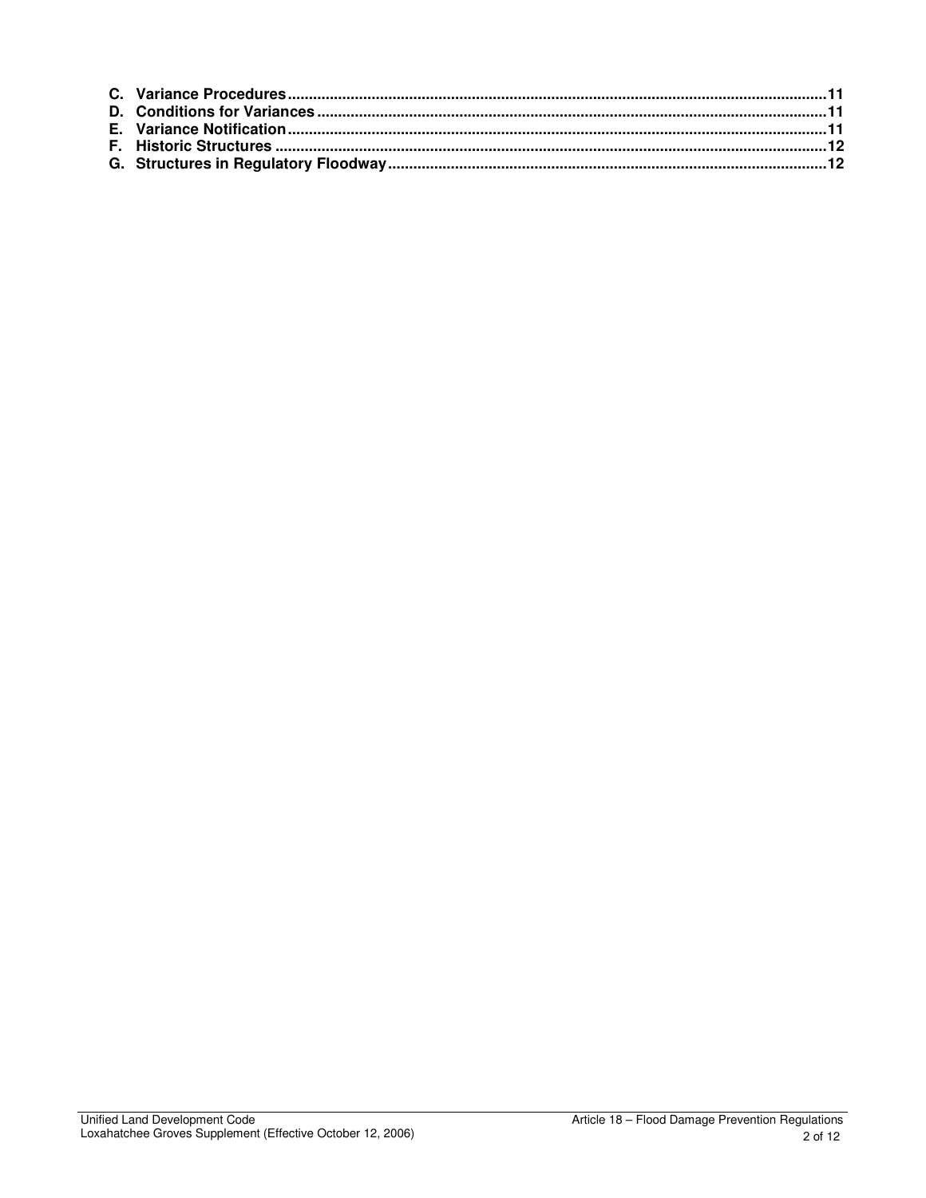**C. Variance Procedures** .......................................................................................................................11
**D. Conditions for Variances** ..................................................................................................................11
**E. Variance Notification** .........................................................................................................................11
**F. Historic Structures** ............................................................................................................................12
**G. Structures in Regulatory Floodway** ..................................................................................................12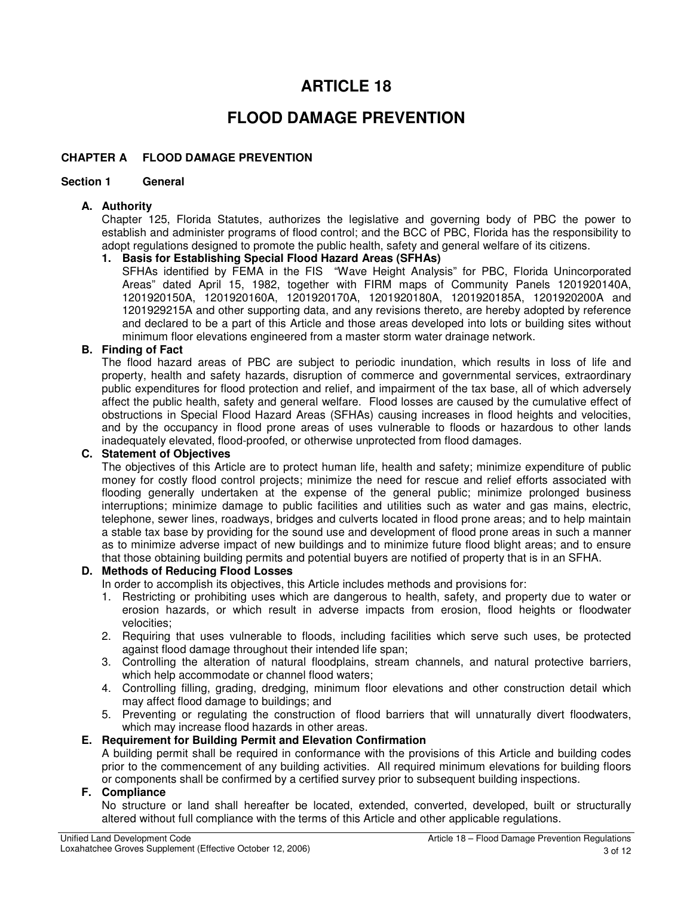# ARTICLE 18

# FLOOD DAMAGE PREVENTION

## CHAPTER A FLOOD DAMAGE PREVENTION

### Section 1 General

**A. Authority**

Chapter 125, Florida Statutes, authorizes the legislative and governing body of PBC the power to establish and administer programs of flood control; and the BCC of PBC, Florida has the responsibility to adopt regulations designed to promote the public health, safety and general welfare of its citizens.

**1. Basis for Establishing Special Flood Hazard Areas (SFHAs)**

SFHAs identified by FEMA in the FIS "Wave Height Analysis" for PBC, Florida Unincorporated Areas" dated April 15, 1982, together with FIRM maps of Community Panels 1201920140A, 1201920150A, 1201920160A, 1201920170A, 1201920180A, 1201920185A, 1201920200A and 1201929215A and other supporting data, and any revisions thereto, are hereby adopted by reference and declared to be a part of this Article and those areas developed into lots or building sites without minimum floor elevations engineered from a master storm water drainage network.

**B. Finding of Fact**

The flood hazard areas of PBC are subject to periodic inundation, which results in loss of life and property, health and safety hazards, disruption of commerce and governmental services, extraordinary public expenditures for flood protection and relief, and impairment of the tax base, all of which adversely affect the public health, safety and general welfare. Flood losses are caused by the cumulative effect of obstructions in Special Flood Hazard Areas (SFHAs) causing increases in flood heights and velocities, and by the occupancy in flood prone areas of uses vulnerable to floods or hazardous to other lands inadequately elevated, flood-proofed, or otherwise unprotected from flood damages.

**C. Statement of Objectives**

The objectives of this Article are to protect human life, health and safety; minimize expenditure of public money for costly flood control projects; minimize the need for rescue and relief efforts associated with flooding generally undertaken at the expense of the general public; minimize prolonged business interruptions; minimize damage to public facilities and utilities such as water and gas mains, electric, telephone, sewer lines, roadways, bridges and culverts located in flood prone areas; and to help maintain a stable tax base by providing for the sound use and development of flood prone areas in such a manner as to minimize adverse impact of new buildings and to minimize future flood blight areas; and to ensure that those obtaining building permits and potential buyers are notified of property that is in an SFHA.

**D. Methods of Reducing Flood Losses**

In order to accomplish its objectives, this Article includes methods and provisions for:

1. Restricting or prohibiting uses which are dangerous to health, safety, and property due to water or erosion hazards, or which result in adverse impacts from erosion, flood heights or floodwater velocities;
2. Requiring that uses vulnerable to floods, including facilities which serve such uses, be protected against flood damage throughout their intended life span;
3. Controlling the alteration of natural floodplains, stream channels, and natural protective barriers, which help accommodate or channel flood waters;
4. Controlling filling, grading, dredging, minimum floor elevations and other construction detail which may affect flood damage to buildings; and
5. Preventing or regulating the construction of flood barriers that will unnaturally divert floodwaters, which may increase flood hazards in other areas.

**E. Requirement for Building Permit and Elevation Confirmation**

A building permit shall be required in conformance with the provisions of this Article and building codes prior to the commencement of any building activities. All required minimum elevations for building floors or components shall be confirmed by a certified survey prior to subsequent building inspections.

**F. Compliance**

No structure or land shall hereafter be located, extended, converted, developed, built or structurally altered without full compliance with the terms of this Article and other applicable regulations.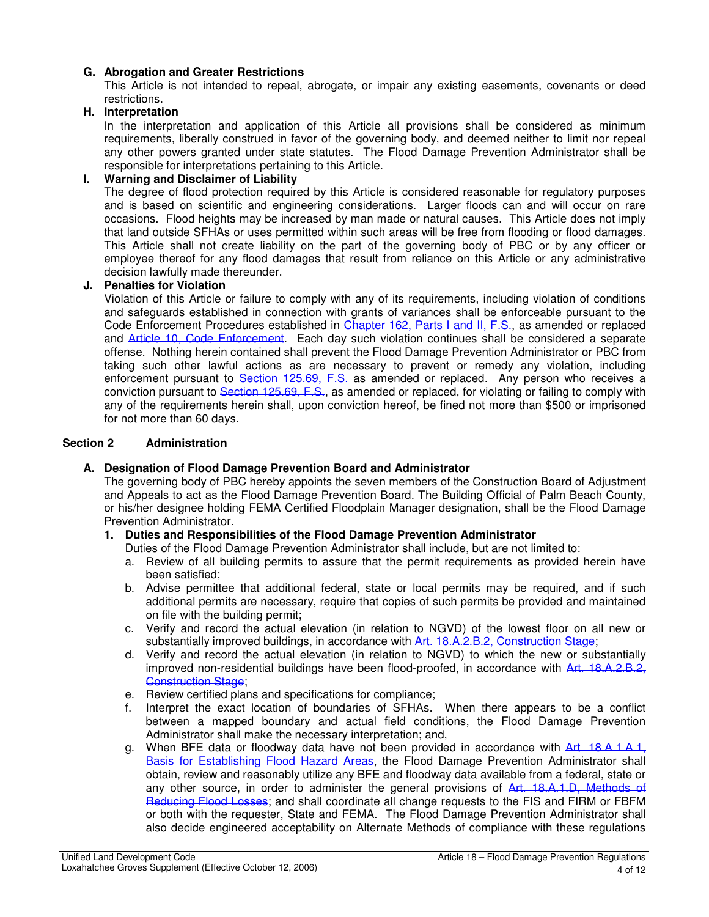**G. Abrogation and Greater Restrictions**

This Article is not intended to repeal, abrogate, or impair any existing easements, covenants or deed restrictions.

**H. Interpretation**

In the interpretation and application of this Article all provisions shall be considered as minimum requirements, liberally construed in favor of the governing body, and deemed neither to limit nor repeal any other powers granted under state statutes. The Flood Damage Prevention Administrator shall be responsible for interpretations pertaining to this Article.

**I. Warning and Disclaimer of Liability**

The degree of flood protection required by this Article is considered reasonable for regulatory purposes and is based on scientific and engineering considerations. Larger floods can and will occur on rare occasions. Flood heights may be increased by man made or natural causes. This Article does not imply that land outside SFHAs or uses permitted within such areas will be free from flooding or flood damages. This Article shall not create liability on the part of the governing body of PBC or by any officer or employee thereof for any flood damages that result from reliance on this Article or any administrative decision lawfully made thereunder.

**J. Penalties for Violation**

Violation of this Article or failure to comply with any of its requirements, including violation of conditions and safeguards established in connection with grants of variances shall be enforceable pursuant to the Code Enforcement Procedures established in Chapter 162, Parts I and II, F.S., as amended or replaced and Article 10, Code Enforcement. Each day such violation continues shall be considered a separate offense. Nothing herein contained shall prevent the Flood Damage Prevention Administrator or PBC from taking such other lawful actions as are necessary to prevent or remedy any violation, including enforcement pursuant to Section 125.69, F.S. as amended or replaced. Any person who receives a conviction pursuant to Section 125.69, F.S., as amended or replaced, for violating or failing to comply with any of the requirements herein shall, upon conviction hereof, be fined not more than $500 or imprisoned for not more than 60 days.

## Section 2 Administration

**A. Designation of Flood Damage Prevention Board and Administrator**

The governing body of PBC hereby appoints the seven members of the Construction Board of Adjustment and Appeals to act as the Flood Damage Prevention Board. The Building Official of Palm Beach County, or his/her designee holding FEMA Certified Floodplain Manager designation, shall be the Flood Damage Prevention Administrator.

**1. Duties and Responsibilities of the Flood Damage Prevention Administrator**

Duties of the Flood Damage Prevention Administrator shall include, but are not limited to:

a. Review of all building permits to assure that the permit requirements as provided herein have been satisfied;
b. Advise permittee that additional federal, state or local permits may be required, and if such additional permits are necessary, require that copies of such permits be provided and maintained on file with the building permit;
c. Verify and record the actual elevation (in relation to NGVD) of the lowest floor on all new or substantially improved buildings, in accordance with Art. 18.A.2.B.2, Construction Stage;
d. Verify and record the actual elevation (in relation to NGVD) to which the new or substantially improved non-residential buildings have been flood-proofed, in accordance with Art. 18.A.2.B.2, Construction Stage;
e. Review certified plans and specifications for compliance;
f. Interpret the exact location of boundaries of SFHAs. When there appears to be a conflict between a mapped boundary and actual field conditions, the Flood Damage Prevention Administrator shall make the necessary interpretation; and,
g. When BFE data or floodway data have not been provided in accordance with Art. 18.A.1.A.1, Basis for Establishing Flood Hazard Areas, the Flood Damage Prevention Administrator shall obtain, review and reasonably utilize any BFE and floodway data available from a federal, state or any other source, in order to administer the general provisions of Art. 18.A.1.D, Methods of Reducing Flood Losses; and shall coordinate all change requests to the FIS and FIRM or FBFM or both with the requester, State and FEMA. The Flood Damage Prevention Administrator shall also decide engineered acceptability on Alternate Methods of compliance with these regulations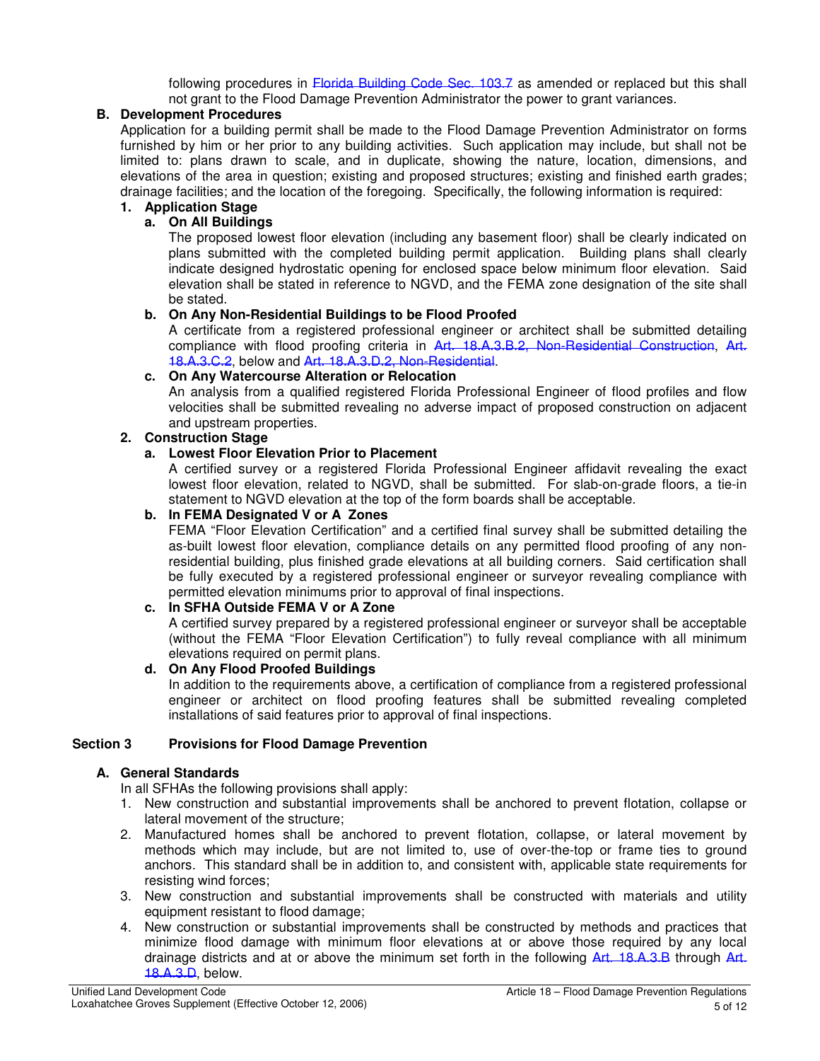following procedures in Florida Building Code Sec. 103.7 as amended or replaced but this shall not grant to the Flood Damage Prevention Administrator the power to grant variances.

**B. Development Procedures**

Application for a building permit shall be made to the Flood Damage Prevention Administrator on forms furnished by him or her prior to any building activities. Such application may include, but shall not be limited to: plans drawn to scale, and in duplicate, showing the nature, location, dimensions, and elevations of the area in question; existing and proposed structures; existing and finished earth grades; drainage facilities; and the location of the foregoing. Specifically, the following information is required:

**1. Application Stage**

**a. On All Buildings**

The proposed lowest floor elevation (including any basement floor) shall be clearly indicated on plans submitted with the completed building permit application. Building plans shall clearly indicate designed hydrostatic opening for enclosed space below minimum floor elevation. Said elevation shall be stated in reference to NGVD, and the FEMA zone designation of the site shall be stated.

**b. On Any Non-Residential Buildings to be Flood Proofed**

A certificate from a registered professional engineer or architect shall be submitted detailing compliance with flood proofing criteria in Art. 18.A.3.B.2, Non-Residential Construction, Art. 18.A.3.C.2, below and Art. 18.A.3.D.2, Non-Residential.

**c. On Any Watercourse Alteration or Relocation**

An analysis from a qualified registered Florida Professional Engineer of flood profiles and flow velocities shall be submitted revealing no adverse impact of proposed construction on adjacent and upstream properties.

**2. Construction Stage**

**a. Lowest Floor Elevation Prior to Placement**

A certified survey or a registered Florida Professional Engineer affidavit revealing the exact lowest floor elevation, related to NGVD, shall be submitted. For slab-on-grade floors, a tie-in statement to NGVD elevation at the top of the form boards shall be acceptable.

**b. In FEMA Designated V or A Zones**

FEMA "Floor Elevation Certification" and a certified final survey shall be submitted detailing the as-built lowest floor elevation, compliance details on any permitted flood proofing of any non-residential building, plus finished grade elevations at all building corners. Said certification shall be fully executed by a registered professional engineer or surveyor revealing compliance with permitted elevation minimums prior to approval of final inspections.

**c. In SFHA Outside FEMA V or A Zone**

A certified survey prepared by a registered professional engineer or surveyor shall be acceptable (without the FEMA "Floor Elevation Certification") to fully reveal compliance with all minimum elevations required on permit plans.

**d. On Any Flood Proofed Buildings**

In addition to the requirements above, a certification of compliance from a registered professional engineer or architect on flood proofing features shall be submitted revealing completed installations of said features prior to approval of final inspections.

## Section 3 Provisions for Flood Damage Prevention

**A. General Standards**

In all SFHAs the following provisions shall apply:

1. New construction and substantial improvements shall be anchored to prevent flotation, collapse or lateral movement of the structure;
2. Manufactured homes shall be anchored to prevent flotation, collapse, or lateral movement by methods which may include, but are not limited to, use of over-the-top or frame ties to ground anchors. This standard shall be in addition to, and consistent with, applicable state requirements for resisting wind forces;
3. New construction and substantial improvements shall be constructed with materials and utility equipment resistant to flood damage;
4. New construction or substantial improvements shall be constructed by methods and practices that minimize flood damage with minimum floor elevations at or above those required by any local drainage districts and at or above the minimum set forth in the following Art. 18.A.3.B through Art. 18.A.3.D, below.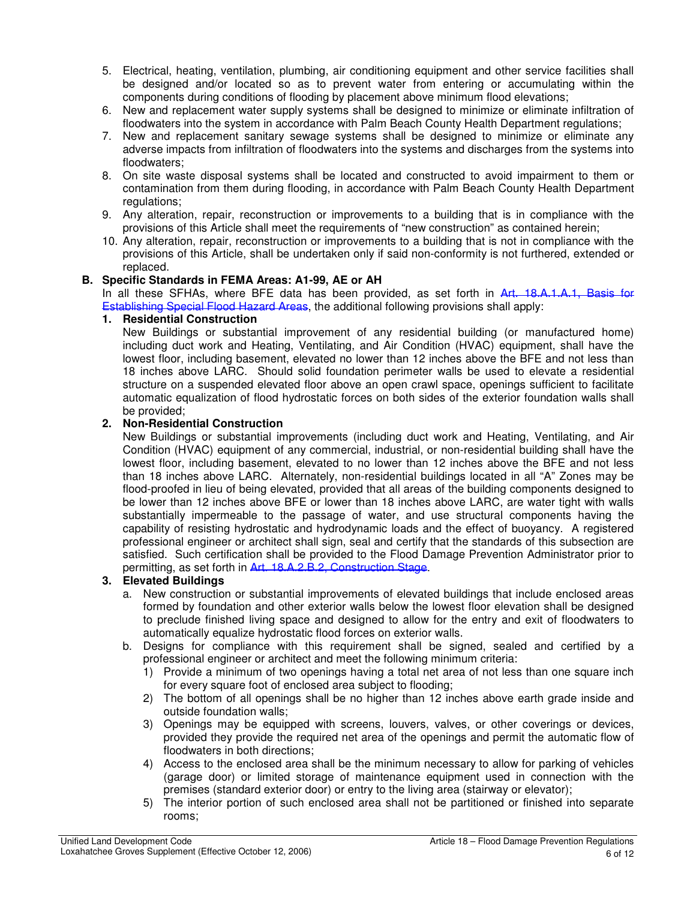5. Electrical, heating, ventilation, plumbing, air conditioning equipment and other service facilities shall be designed and/or located so as to prevent water from entering or accumulating within the components during conditions of flooding by placement above minimum flood elevations;
6. New and replacement water supply systems shall be designed to minimize or eliminate infiltration of floodwaters into the system in accordance with Palm Beach County Health Department regulations;
7. New and replacement sanitary sewage systems shall be designed to minimize or eliminate any adverse impacts from infiltration of floodwaters into the systems and discharges from the systems into floodwaters;
8. On site waste disposal systems shall be located and constructed to avoid impairment to them or contamination from them during flooding, in accordance with Palm Beach County Health Department regulations;
9. Any alteration, repair, reconstruction or improvements to a building that is in compliance with the provisions of this Article shall meet the requirements of "new construction" as contained herein;
10. Any alteration, repair, reconstruction or improvements to a building that is not in compliance with the provisions of this Article, shall be undertaken only if said non-conformity is not furthered, extended or replaced.

**B. Specific Standards in FEMA Areas: A1-99, AE or AH**

In all these SFHAs, where BFE data has been provided, as set forth in Art. 18.A.1.A.1, Basis for Establishing Special Flood Hazard Areas, the additional following provisions shall apply:

**1. Residential Construction**

New Buildings or substantial improvement of any residential building (or manufactured home) including duct work and Heating, Ventilating, and Air Condition (HVAC) equipment, shall have the lowest floor, including basement, elevated no lower than 12 inches above the BFE and not less than 18 inches above LARC. Should solid foundation perimeter walls be used to elevate a residential structure on a suspended elevated floor above an open crawl space, openings sufficient to facilitate automatic equalization of flood hydrostatic forces on both sides of the exterior foundation walls shall be provided;

**2. Non-Residential Construction**

New Buildings or substantial improvements (including duct work and Heating, Ventilating, and Air Condition (HVAC) equipment of any commercial, industrial, or non-residential building shall have the lowest floor, including basement, elevated to no lower than 12 inches above the BFE and not less than 18 inches above LARC. Alternately, non-residential buildings located in all "A" Zones may be flood-proofed in lieu of being elevated, provided that all areas of the building components designed to be lower than 12 inches above BFE or lower than 18 inches above LARC, are water tight with walls substantially impermeable to the passage of water, and use structural components having the capability of resisting hydrostatic and hydrodynamic loads and the effect of buoyancy. A registered professional engineer or architect shall sign, seal and certify that the standards of this subsection are satisfied. Such certification shall be provided to the Flood Damage Prevention Administrator prior to permitting, as set forth in Art. 18.A.2.B.2, Construction Stage.

**3. Elevated Buildings**

a. New construction or substantial improvements of elevated buildings that include enclosed areas formed by foundation and other exterior walls below the lowest floor elevation shall be designed to preclude finished living space and designed to allow for the entry and exit of floodwaters to automatically equalize hydrostatic flood forces on exterior walls.

b. Designs for compliance with this requirement shall be signed, sealed and certified by a professional engineer or architect and meet the following minimum criteria:

1) Provide a minimum of two openings having a total net area of not less than one square inch for every square foot of enclosed area subject to flooding;
2) The bottom of all openings shall be no higher than 12 inches above earth grade inside and outside foundation walls;
3) Openings may be equipped with screens, louvers, valves, or other coverings or devices, provided they provide the required net area of the openings and permit the automatic flow of floodwaters in both directions;
4) Access to the enclosed area shall be the minimum necessary to allow for parking of vehicles (garage door) or limited storage of maintenance equipment used in connection with the premises (standard exterior door) or entry to the living area (stairway or elevator);
5) The interior portion of such enclosed area shall not be partitioned or finished into separate rooms;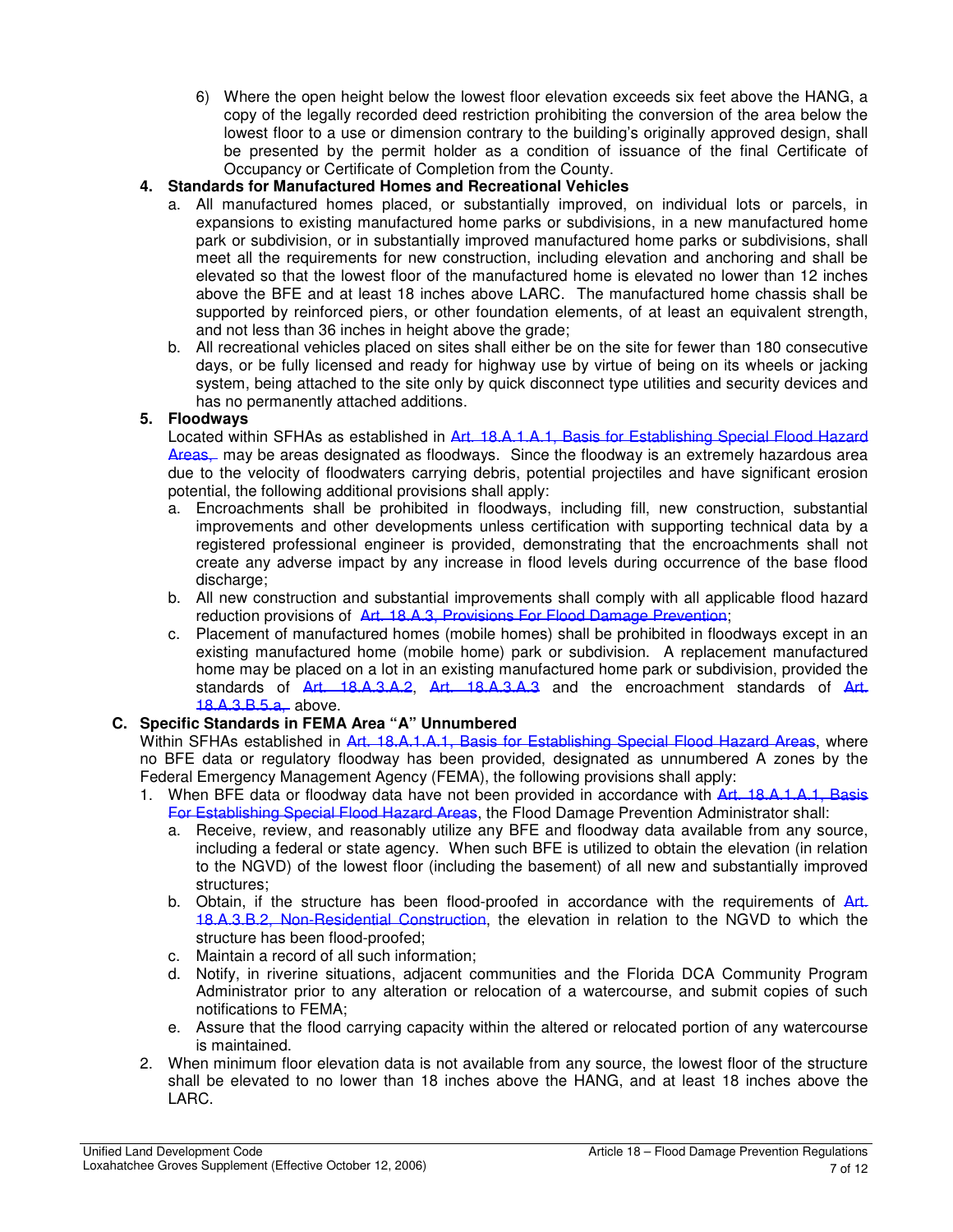6) Where the open height below the lowest floor elevation exceeds six feet above the HANG, a copy of the legally recorded deed restriction prohibiting the conversion of the area below the lowest floor to a use or dimension contrary to the building's originally approved design, shall be presented by the permit holder as a condition of issuance of the final Certificate of Occupancy or Certificate of Completion from the County.

**4. Standards for Manufactured Homes and Recreational Vehicles**

a. All manufactured homes placed, or substantially improved, on individual lots or parcels, in expansions to existing manufactured home parks or subdivisions, in a new manufactured home park or subdivision, or in substantially improved manufactured home parks or subdivisions, shall meet all the requirements for new construction, including elevation and anchoring and shall be elevated so that the lowest floor of the manufactured home is elevated no lower than 12 inches above the BFE and at least 18 inches above LARC. The manufactured home chassis shall be supported by reinforced piers, or other foundation elements, of at least an equivalent strength, and not less than 36 inches in height above the grade;

b. All recreational vehicles placed on sites shall either be on the site for fewer than 180 consecutive days, or be fully licensed and ready for highway use by virtue of being on its wheels or jacking system, being attached to the site only by quick disconnect type utilities and security devices and has no permanently attached additions.

**5. Floodways**

Located within SFHAs as established in Art. 18.A.1.A.1, Basis for Establishing Special Flood Hazard Areas, may be areas designated as floodways. Since the floodway is an extremely hazardous area due to the velocity of floodwaters carrying debris, potential projectiles and have significant erosion potential, the following additional provisions shall apply:

a. Encroachments shall be prohibited in floodways, including fill, new construction, substantial improvements and other developments unless certification with supporting technical data by a registered professional engineer is provided, demonstrating that the encroachments shall not create any adverse impact by any increase in flood levels during occurrence of the base flood discharge;

b. All new construction and substantial improvements shall comply with all applicable flood hazard reduction provisions of Art. 18.A.3, Provisions For Flood Damage Prevention;

c. Placement of manufactured homes (mobile homes) shall be prohibited in floodways except in an existing manufactured home (mobile home) park or subdivision. A replacement manufactured home may be placed on a lot in an existing manufactured home park or subdivision, provided the standards of Art. 18.A.3.A.2, Art. 18.A.3.A.3 and the encroachment standards of Art. 18.A.3.B.5.a, above.

**C. Specific Standards in FEMA Area "A" Unnumbered**

Within SFHAs established in Art. 18.A.1.A.1, Basis for Establishing Special Flood Hazard Areas, where no BFE data or regulatory floodway has been provided, designated as unnumbered A zones by the Federal Emergency Management Agency (FEMA), the following provisions shall apply:

1. When BFE data or floodway data have not been provided in accordance with Art. 18.A.1.A.1, Basis For Establishing Special Flood Hazard Areas, the Flood Damage Prevention Administrator shall:
   a. Receive, review, and reasonably utilize any BFE and floodway data available from any source, including a federal or state agency. When such BFE is utilized to obtain the elevation (in relation to the NGVD) of the lowest floor (including the basement) of all new and substantially improved structures;
   b. Obtain, if the structure has been flood-proofed in accordance with the requirements of Art. 18.A.3.B.2, Non-Residential Construction, the elevation in relation to the NGVD to which the structure has been flood-proofed;
   c. Maintain a record of all such information;
   d. Notify, in riverine situations, adjacent communities and the Florida DCA Community Program Administrator prior to any alteration or relocation of a watercourse, and submit copies of such notifications to FEMA;
   e. Assure that the flood carrying capacity within the altered or relocated portion of any watercourse is maintained.
2. When minimum floor elevation data is not available from any source, the lowest floor of the structure shall be elevated to no lower than 18 inches above the HANG, and at least 18 inches above the LARC.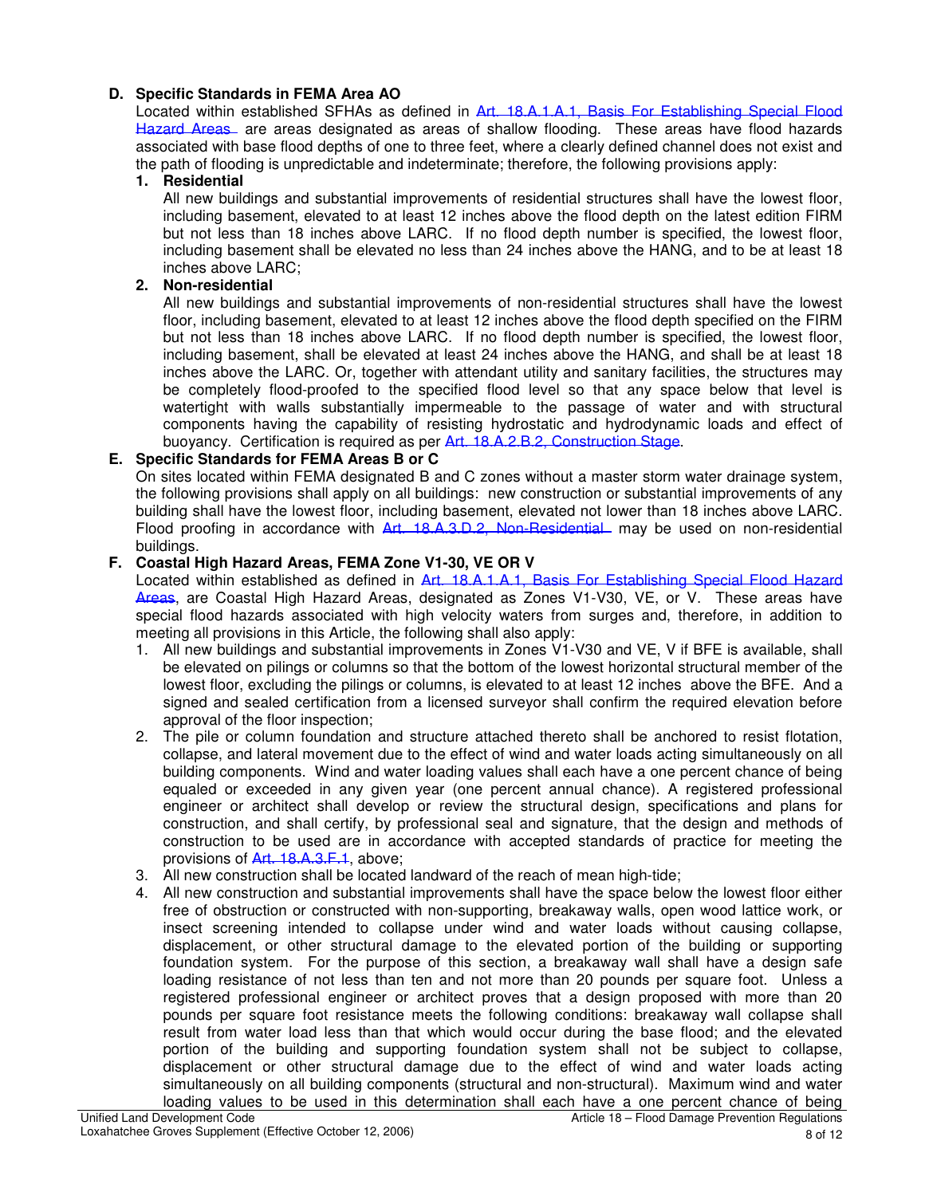**D. Specific Standards in FEMA Area AO**

Located within established SFHAs as defined in Art. 18.A.1.A.1, Basis For Establishing Special Flood Hazard Areas are areas designated as areas of shallow flooding. These areas have flood hazards associated with base flood depths of one to three feet, where a clearly defined channel does not exist and the path of flooding is unpredictable and indeterminate; therefore, the following provisions apply:

**1. Residential**

All new buildings and substantial improvements of residential structures shall have the lowest floor, including basement, elevated to at least 12 inches above the flood depth on the latest edition FIRM but not less than 18 inches above LARC. If no flood depth number is specified, the lowest floor, including basement shall be elevated no less than 24 inches above the HANG, and to be at least 18 inches above LARC;

**2. Non-residential**

All new buildings and substantial improvements of non-residential structures shall have the lowest floor, including basement, elevated to at least 12 inches above the flood depth specified on the FIRM but not less than 18 inches above LARC. If no flood depth number is specified, the lowest floor, including basement, shall be elevated at least 24 inches above the HANG, and shall be at least 18 inches above the LARC. Or, together with attendant utility and sanitary facilities, the structures may be completely flood-proofed to the specified flood level so that any space below that level is watertight with walls substantially impermeable to the passage of water and with structural components having the capability of resisting hydrostatic and hydrodynamic loads and effect of buoyancy. Certification is required as per Art. 18.A.2.B.2, Construction Stage.

**E. Specific Standards for FEMA Areas B or C**

On sites located within FEMA designated B and C zones without a master storm water drainage system, the following provisions shall apply on all buildings: new construction or substantial improvements of any building shall have the lowest floor, including basement, elevated not lower than 18 inches above LARC. Flood proofing in accordance with Art. 18.A.3.D.2, Non-Residential may be used on non-residential buildings.

**F. Coastal High Hazard Areas, FEMA Zone V1-30, VE OR V**

Located within established as defined in Art. 18.A.1.A.1, Basis For Establishing Special Flood Hazard Areas, are Coastal High Hazard Areas, designated as Zones V1-V30, VE, or V. These areas have special flood hazards associated with high velocity waters from surges and, therefore, in addition to meeting all provisions in this Article, the following shall also apply:

1. All new buildings and substantial improvements in Zones V1-V30 and VE, V if BFE is available, shall be elevated on pilings or columns so that the bottom of the lowest horizontal structural member of the lowest floor, excluding the pilings or columns, is elevated to at least 12 inches above the BFE. And a signed and sealed certification from a licensed surveyor shall confirm the required elevation before approval of the floor inspection;
2. The pile or column foundation and structure attached thereto shall be anchored to resist flotation, collapse, and lateral movement due to the effect of wind and water loads acting simultaneously on all building components. Wind and water loading values shall each have a one percent chance of being equaled or exceeded in any given year (one percent annual chance). A registered professional engineer or architect shall develop or review the structural design, specifications and plans for construction, and shall certify, by professional seal and signature, that the design and methods of construction to be used are in accordance with accepted standards of practice for meeting the provisions of Art. 18.A.3.F.1, above;
3. All new construction shall be located landward of the reach of mean high-tide;
4. All new construction and substantial improvements shall have the space below the lowest floor either free of obstruction or constructed with non-supporting, breakaway walls, open wood lattice work, or insect screening intended to collapse under wind and water loads without causing collapse, displacement, or other structural damage to the elevated portion of the building or supporting foundation system. For the purpose of this section, a breakaway wall shall have a design safe loading resistance of not less than ten and not more than 20 pounds per square foot. Unless a registered professional engineer or architect proves that a design proposed with more than 20 pounds per square foot resistance meets the following conditions: breakaway wall collapse shall result from water load less than that which would occur during the base flood; and the elevated portion of the building and supporting foundation system shall not be subject to collapse, displacement or other structural damage due to the effect of wind and water loads acting simultaneously on all building components (structural and non-structural). Maximum wind and water loading values to be used in this determination shall each have a one percent chance of being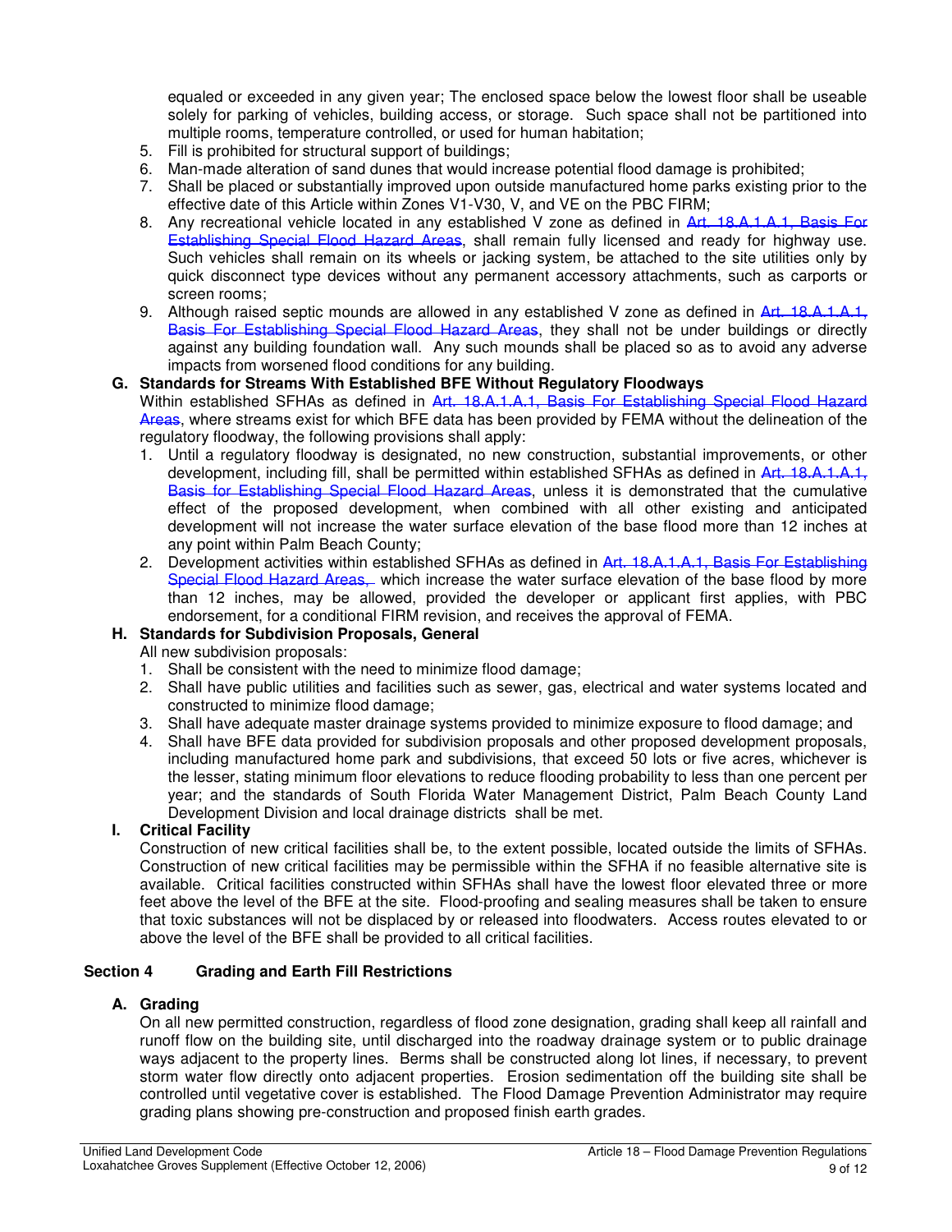equaled or exceeded in any given year; The enclosed space below the lowest floor shall be useable solely for parking of vehicles, building access, or storage. Such space shall not be partitioned into multiple rooms, temperature controlled, or used for human habitation;

5. Fill is prohibited for structural support of buildings;
6. Man-made alteration of sand dunes that would increase potential flood damage is prohibited;
7. Shall be placed or substantially improved upon outside manufactured home parks existing prior to the effective date of this Article within Zones V1-V30, V, and VE on the PBC FIRM;
8. Any recreational vehicle located in any established V zone as defined in Art. 18.A.1.A.1, Basis For Establishing Special Flood Hazard Areas, shall remain fully licensed and ready for highway use. Such vehicles shall remain on its wheels or jacking system, be attached to the site utilities only by quick disconnect type devices without any permanent accessory attachments, such as carports or screen rooms;
9. Although raised septic mounds are allowed in any established V zone as defined in Art. 18.A.1.A.1, Basis For Establishing Special Flood Hazard Areas, they shall not be under buildings or directly against any building foundation wall. Any such mounds shall be placed so as to avoid any adverse impacts from worsened flood conditions for any building.

**G. Standards for Streams With Established BFE Without Regulatory Floodways**

Within established SFHAs as defined in Art. 18.A.1.A.1, Basis For Establishing Special Flood Hazard Areas, where streams exist for which BFE data has been provided by FEMA without the delineation of the regulatory floodway, the following provisions shall apply:

1. Until a regulatory floodway is designated, no new construction, substantial improvements, or other development, including fill, shall be permitted within established SFHAs as defined in Art. 18.A.1.A.1, Basis for Establishing Special Flood Hazard Areas, unless it is demonstrated that the cumulative effect of the proposed development, when combined with all other existing and anticipated development will not increase the water surface elevation of the base flood more than 12 inches at any point within Palm Beach County;
2. Development activities within established SFHAs as defined in Art. 18.A.1.A.1, Basis For Establishing Special Flood Hazard Areas, which increase the water surface elevation of the base flood by more than 12 inches, may be allowed, provided the developer or applicant first applies, with PBC endorsement, for a conditional FIRM revision, and receives the approval of FEMA.

**H. Standards for Subdivision Proposals, General**

All new subdivision proposals:

1. Shall be consistent with the need to minimize flood damage;
2. Shall have public utilities and facilities such as sewer, gas, electrical and water systems located and constructed to minimize flood damage;
3. Shall have adequate master drainage systems provided to minimize exposure to flood damage; and
4. Shall have BFE data provided for subdivision proposals and other proposed development proposals, including manufactured home park and subdivisions, that exceed 50 lots or five acres, whichever is the lesser, stating minimum floor elevations to reduce flooding probability to less than one percent per year; and the standards of South Florida Water Management District, Palm Beach County Land Development Division and local drainage districts shall be met.

**I. Critical Facility**

Construction of new critical facilities shall be, to the extent possible, located outside the limits of SFHAs. Construction of new critical facilities may be permissible within the SFHA if no feasible alternative site is available. Critical facilities constructed within SFHAs shall have the lowest floor elevated three or more feet above the level of the BFE at the site. Flood-proofing and sealing measures shall be taken to ensure that toxic substances will not be displaced by or released into floodwaters. Access routes elevated to or above the level of the BFE shall be provided to all critical facilities.

## Section 4 Grading and Earth Fill Restrictions

**A. Grading**

On all new permitted construction, regardless of flood zone designation, grading shall keep all rainfall and runoff flow on the building site, until discharged into the roadway drainage system or to public drainage ways adjacent to the property lines. Berms shall be constructed along lot lines, if necessary, to prevent storm water flow directly onto adjacent properties. Erosion sedimentation off the building site shall be controlled until vegetative cover is established. The Flood Damage Prevention Administrator may require grading plans showing pre-construction and proposed finish earth grades.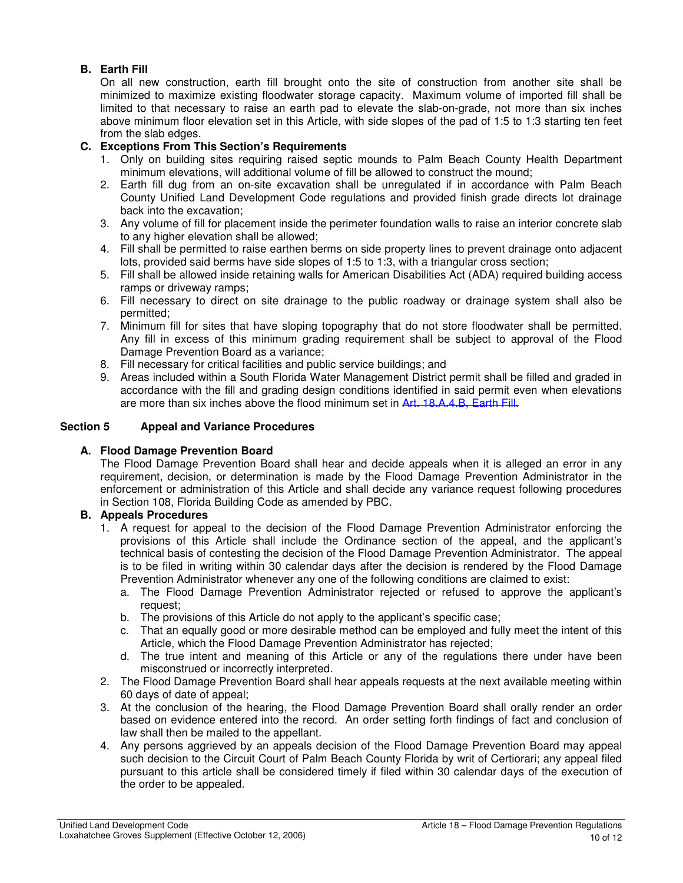### B. Earth Fill

On all new construction, earth fill brought onto the site of construction from another site shall be minimized to maximize existing floodwater storage capacity. Maximum volume of imported fill shall be limited to that necessary to raise an earth pad to elevate the slab-on-grade, not more than six inches above minimum floor elevation set in this Article, with side slopes of the pad of 1:5 to 1:3 starting ten feet from the slab edges.

### C. Exceptions From This Section's Requirements

1. Only on building sites requiring raised septic mounds to Palm Beach County Health Department minimum elevations, will additional volume of fill be allowed to construct the mound;
2. Earth fill dug from an on-site excavation shall be unregulated if in accordance with Palm Beach County Unified Land Development Code regulations and provided finish grade directs lot drainage back into the excavation;
3. Any volume of fill for placement inside the perimeter foundation walls to raise an interior concrete slab to any higher elevation shall be allowed;
4. Fill shall be permitted to raise earthen berms on side property lines to prevent drainage onto adjacent lots, provided said berms have side slopes of 1:5 to 1:3, with a triangular cross section;
5. Fill shall be allowed inside retaining walls for American Disabilities Act (ADA) required building access ramps or driveway ramps;
6. Fill necessary to direct on site drainage to the public roadway or drainage system shall also be permitted;
7. Minimum fill for sites that have sloping topography that do not store floodwater shall be permitted. Any fill in excess of this minimum grading requirement shall be subject to approval of the Flood Damage Prevention Board as a variance;
8. Fill necessary for critical facilities and public service buildings; and
9. Areas included within a South Florida Water Management District permit shall be filled and graded in accordance with the fill and grading design conditions identified in said permit even when elevations are more than six inches above the flood minimum set in Art. 18.A.4.B, Earth Fill.

## Section 5 Appeal and Variance Procedures

### A. Flood Damage Prevention Board

The Flood Damage Prevention Board shall hear and decide appeals when it is alleged an error in any requirement, decision, or determination is made by the Flood Damage Prevention Administrator in the enforcement or administration of this Article and shall decide any variance request following procedures in Section 108, Florida Building Code as amended by PBC.

### B. Appeals Procedures

1. A request for appeal to the decision of the Flood Damage Prevention Administrator enforcing the provisions of this Article shall include the Ordinance section of the appeal, and the applicant's technical basis of contesting the decision of the Flood Damage Prevention Administrator. The appeal is to be filed in writing within 30 calendar days after the decision is rendered by the Flood Damage Prevention Administrator whenever any one of the following conditions are claimed to exist:
   a. The Flood Damage Prevention Administrator rejected or refused to approve the applicant's request;
   b. The provisions of this Article do not apply to the applicant's specific case;
   c. That an equally good or more desirable method can be employed and fully meet the intent of this Article, which the Flood Damage Prevention Administrator has rejected;
   d. The true intent and meaning of this Article or any of the regulations there under have been misconstrued or incorrectly interpreted.
2. The Flood Damage Prevention Board shall hear appeals requests at the next available meeting within 60 days of date of appeal;
3. At the conclusion of the hearing, the Flood Damage Prevention Board shall orally render an order based on evidence entered into the record. An order setting forth findings of fact and conclusion of law shall then be mailed to the appellant.
4. Any persons aggrieved by an appeals decision of the Flood Damage Prevention Board may appeal such decision to the Circuit Court of Palm Beach County Florida by writ of Certiorari; any appeal filed pursuant to this article shall be considered timely if filed within 30 calendar days of the execution of the order to be appealed.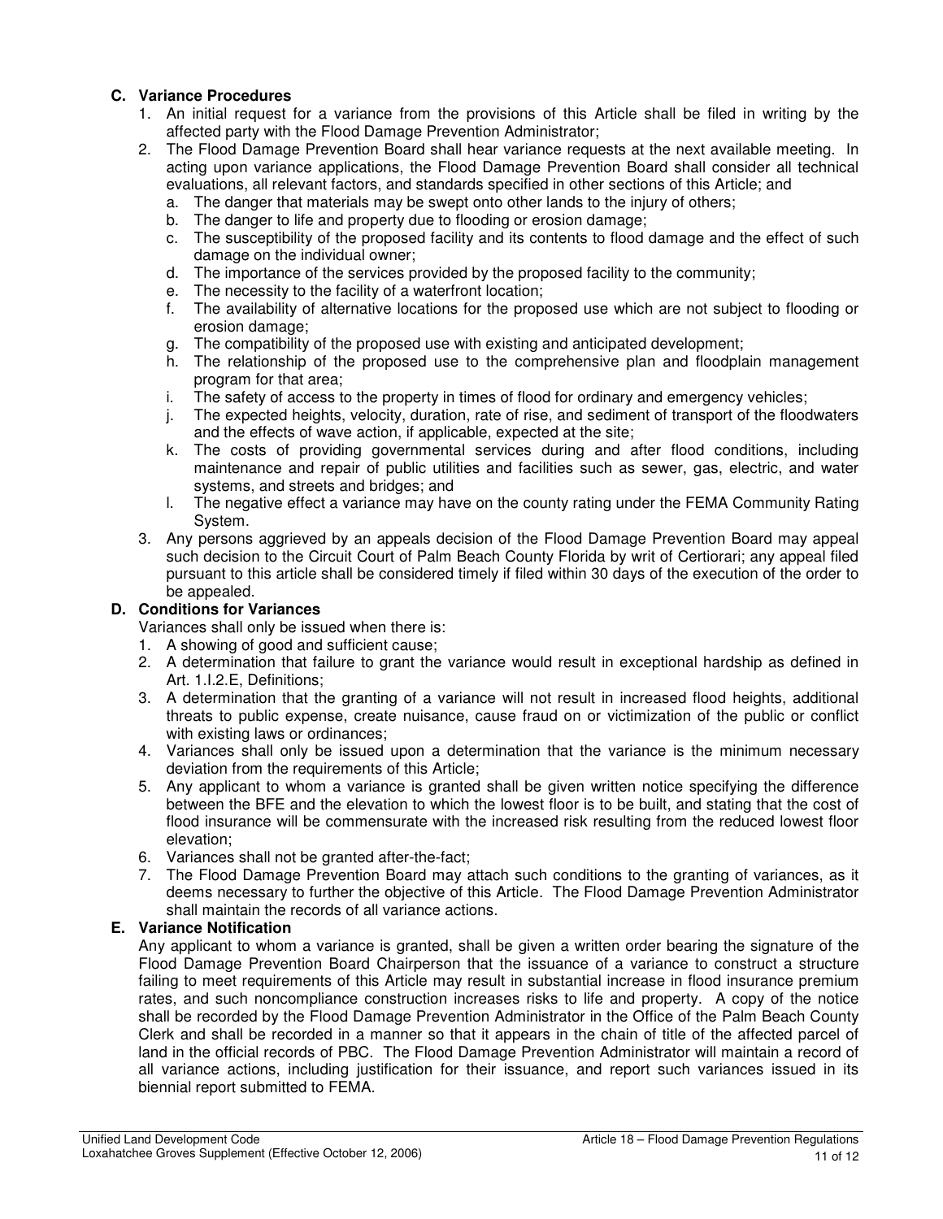**C. Variance Procedures**

1. An initial request for a variance from the provisions of this Article shall be filed in writing by the affected party with the Flood Damage Prevention Administrator;
2. The Flood Damage Prevention Board shall hear variance requests at the next available meeting. In acting upon variance applications, the Flood Damage Prevention Board shall consider all technical evaluations, all relevant factors, and standards specified in other sections of this Article; and
   a. The danger that materials may be swept onto other lands to the injury of others;
   b. The danger to life and property due to flooding or erosion damage;
   c. The susceptibility of the proposed facility and its contents to flood damage and the effect of such damage on the individual owner;
   d. The importance of the services provided by the proposed facility to the community;
   e. The necessity to the facility of a waterfront location;
   f. The availability of alternative locations for the proposed use which are not subject to flooding or erosion damage;
   g. The compatibility of the proposed use with existing and anticipated development;
   h. The relationship of the proposed use to the comprehensive plan and floodplain management program for that area;
   i. The safety of access to the property in times of flood for ordinary and emergency vehicles;
   j. The expected heights, velocity, duration, rate of rise, and sediment of transport of the floodwaters and the effects of wave action, if applicable, expected at the site;
   k. The costs of providing governmental services during and after flood conditions, including maintenance and repair of public utilities and facilities such as sewer, gas, electric, and water systems, and streets and bridges; and
   l. The negative effect a variance may have on the county rating under the FEMA Community Rating System.
3. Any persons aggrieved by an appeals decision of the Flood Damage Prevention Board may appeal such decision to the Circuit Court of Palm Beach County Florida by writ of Certiorari; any appeal filed pursuant to this article shall be considered timely if filed within 30 days of the execution of the order to be appealed.

**D. Conditions for Variances**

Variances shall only be issued when there is:

1. A showing of good and sufficient cause;
2. A determination that failure to grant the variance would result in exceptional hardship as defined in Art. 1.I.2.E, Definitions;
3. A determination that the granting of a variance will not result in increased flood heights, additional threats to public expense, create nuisance, cause fraud on or victimization of the public or conflict with existing laws or ordinances;
4. Variances shall only be issued upon a determination that the variance is the minimum necessary deviation from the requirements of this Article;
5. Any applicant to whom a variance is granted shall be given written notice specifying the difference between the BFE and the elevation to which the lowest floor is to be built, and stating that the cost of flood insurance will be commensurate with the increased risk resulting from the reduced lowest floor elevation;
6. Variances shall not be granted after-the-fact;
7. The Flood Damage Prevention Board may attach such conditions to the granting of variances, as it deems necessary to further the objective of this Article. The Flood Damage Prevention Administrator shall maintain the records of all variance actions.

**E. Variance Notification**

Any applicant to whom a variance is granted, shall be given a written order bearing the signature of the Flood Damage Prevention Board Chairperson that the issuance of a variance to construct a structure failing to meet requirements of this Article may result in substantial increase in flood insurance premium rates, and such noncompliance construction increases risks to life and property. A copy of the notice shall be recorded by the Flood Damage Prevention Administrator in the Office of the Palm Beach County Clerk and shall be recorded in a manner so that it appears in the chain of title of the affected parcel of land in the official records of PBC. The Flood Damage Prevention Administrator will maintain a record of all variance actions, including justification for their issuance, and report such variances issued in its biennial report submitted to FEMA.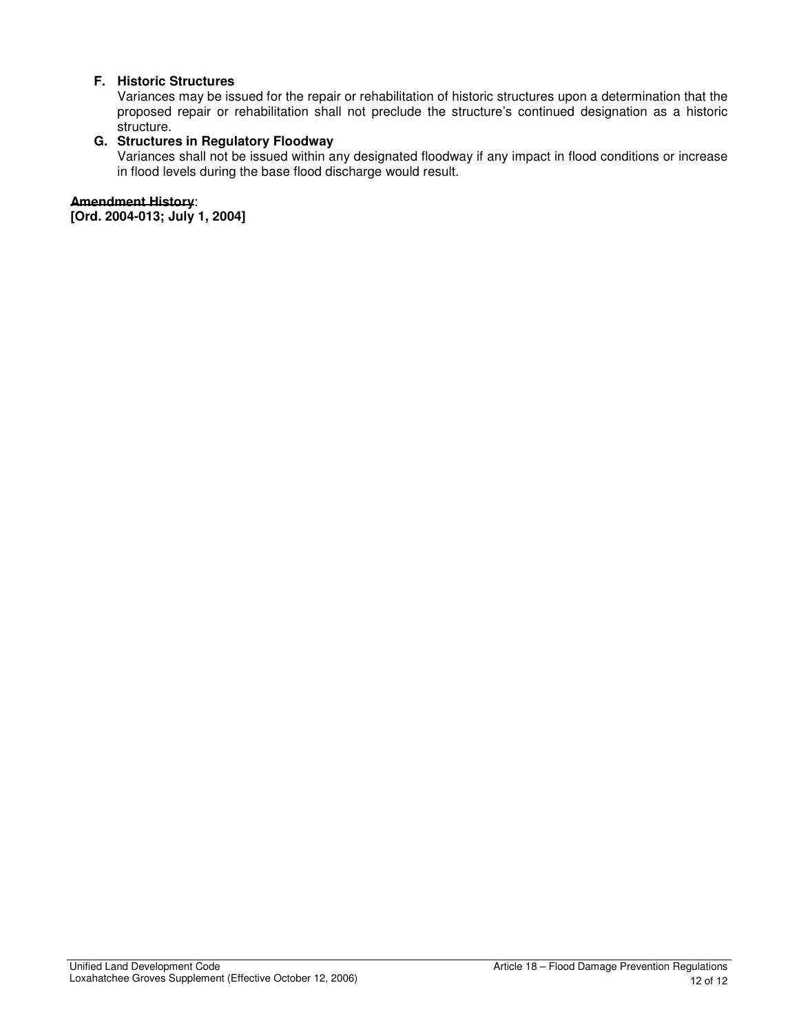**F. Historic Structures**

Variances may be issued for the repair or rehabilitation of historic structures upon a determination that the proposed repair or rehabilitation shall not preclude the structure's continued designation as a historic structure.

**G. Structures in Regulatory Floodway**

Variances shall not be issued within any designated floodway if any impact in flood conditions or increase in flood levels during the base flood discharge would result.

**~~Amendment History~~**:
**[Ord. 2004-013; July 1, 2004]**